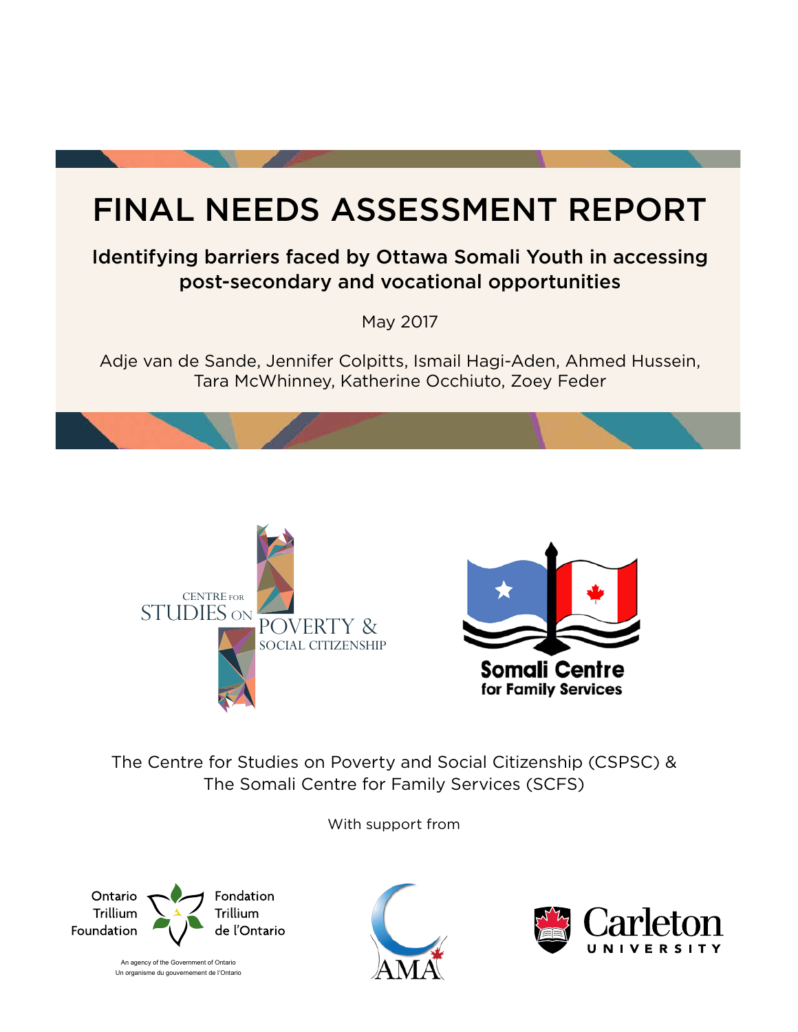# FINAL NEEDS ASSESSMENT REPORT

## Identifying barriers faced by Ottawa Somali Youth in accessing post-secondary and vocational opportunities

May 2017

Adje van de Sande, Jennifer Colpitts, Ismail Hagi-Aden, Ahmed Hussein, Tara McWhinney, Katherine Occhiuto, Zoey Feder

CENTRE FOR STUDIES ON POVERTY & SOCIAL CITIZENSHIP

Somali Centre for Family Services

The Centre for Studies on Poverty and Social Citizenship (CSPSC) & The Somali Centre for Family Services (SCFS)

With support from

Ontario Trillium Foundation / Fondation Trillium de l'Ontario

An agency of the Government of Ontario
Un organisme du gouvernement de l'Ontario

AMA

Carleton UNIVERSITY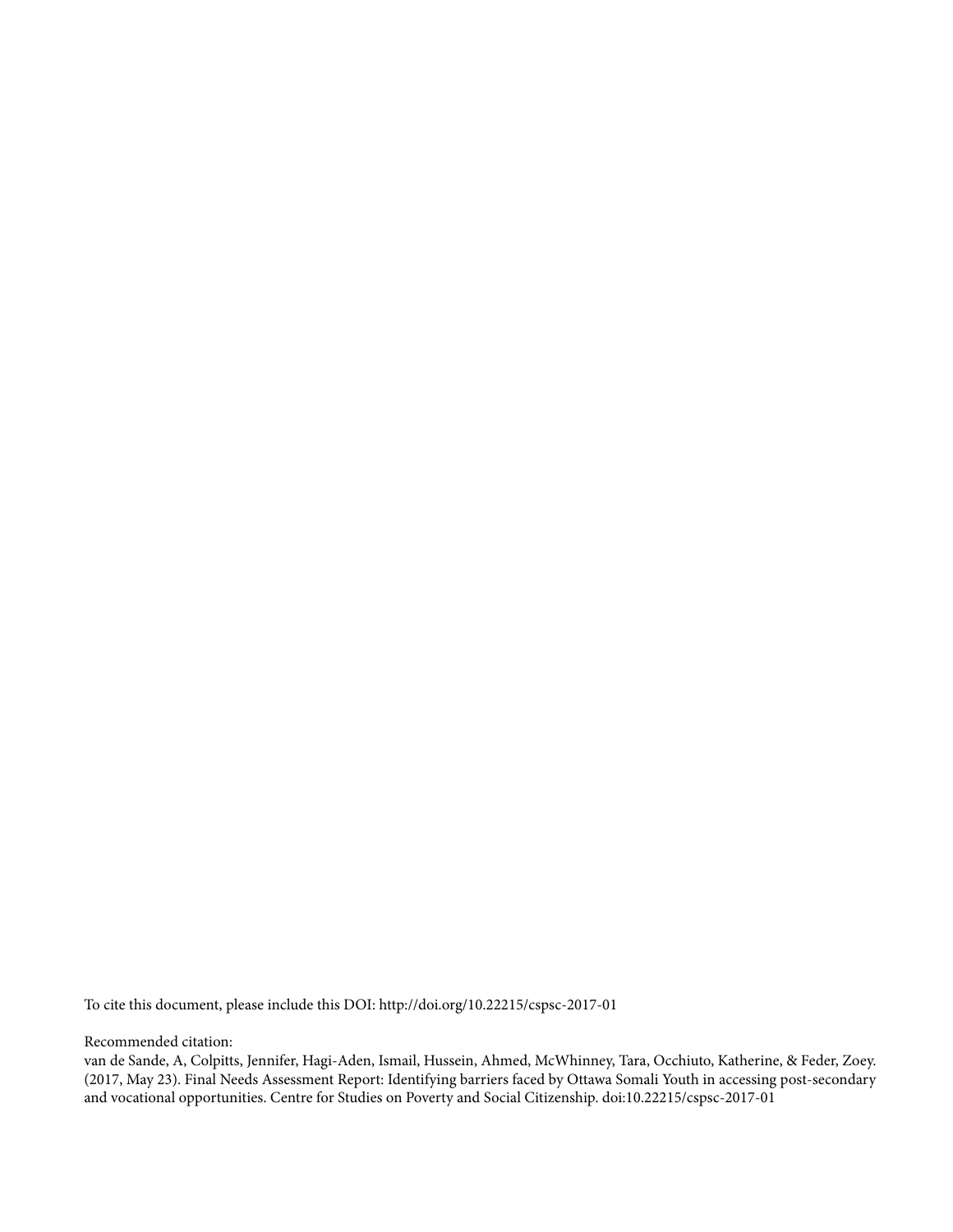To cite this document, please include this DOI: http://doi.org/10.22215/cspsc-2017-01

Recommended citation:
van de Sande, A, Colpitts, Jennifer, Hagi-Aden, Ismail, Hussein, Ahmed, McWhinney, Tara, Occhiuto, Katherine, & Feder, Zoey. (2017, May 23). Final Needs Assessment Report: Identifying barriers faced by Ottawa Somali Youth in accessing post-secondary and vocational opportunities. Centre for Studies on Poverty and Social Citizenship. doi:10.22215/cspsc-2017-01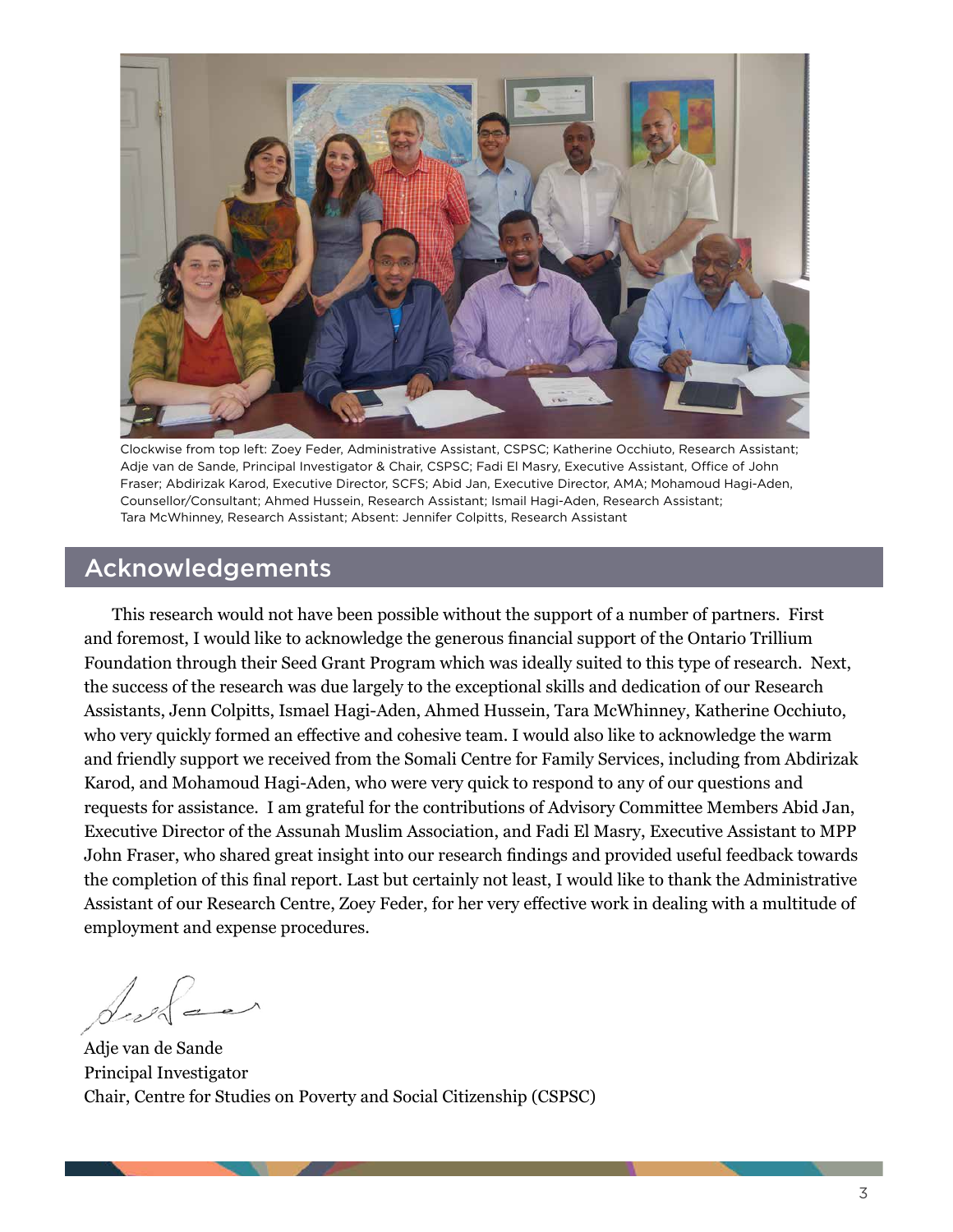Clockwise from top left: Zoey Feder, Administrative Assistant, CSPSC; Katherine Occhiuto, Research Assistant; Adje van de Sande, Principal Investigator & Chair, CSPSC; Fadi El Masry, Executive Assistant, Office of John Fraser; Abdirizak Karod, Executive Director, SCFS; Abid Jan, Executive Director, AMA; Mohamoud Hagi-Aden, Counsellor/Consultant; Ahmed Hussein, Research Assistant; Ismail Hagi-Aden, Research Assistant; Tara McWhinney, Research Assistant; Absent: Jennifer Colpitts, Research Assistant

## Acknowledgements

This research would not have been possible without the support of a number of partners. First and foremost, I would like to acknowledge the generous financial support of the Ontario Trillium Foundation through their Seed Grant Program which was ideally suited to this type of research. Next, the success of the research was due largely to the exceptional skills and dedication of our Research Assistants, Jenn Colpitts, Ismael Hagi-Aden, Ahmed Hussein, Tara McWhinney, Katherine Occhiuto, who very quickly formed an effective and cohesive team. I would also like to acknowledge the warm and friendly support we received from the Somali Centre for Family Services, including from Abdirizak Karod, and Mohamoud Hagi-Aden, who were very quick to respond to any of our questions and requests for assistance. I am grateful for the contributions of Advisory Committee Members Abid Jan, Executive Director of the Assunah Muslim Association, and Fadi El Masry, Executive Assistant to MPP John Fraser, who shared great insight into our research findings and provided useful feedback towards the completion of this final report. Last but certainly not least, I would like to thank the Administrative Assistant of our Research Centre, Zoey Feder, for her very effective work in dealing with a multitude of employment and expense procedures.

Adje van de Sande
Principal Investigator
Chair, Centre for Studies on Poverty and Social Citizenship (CSPSC)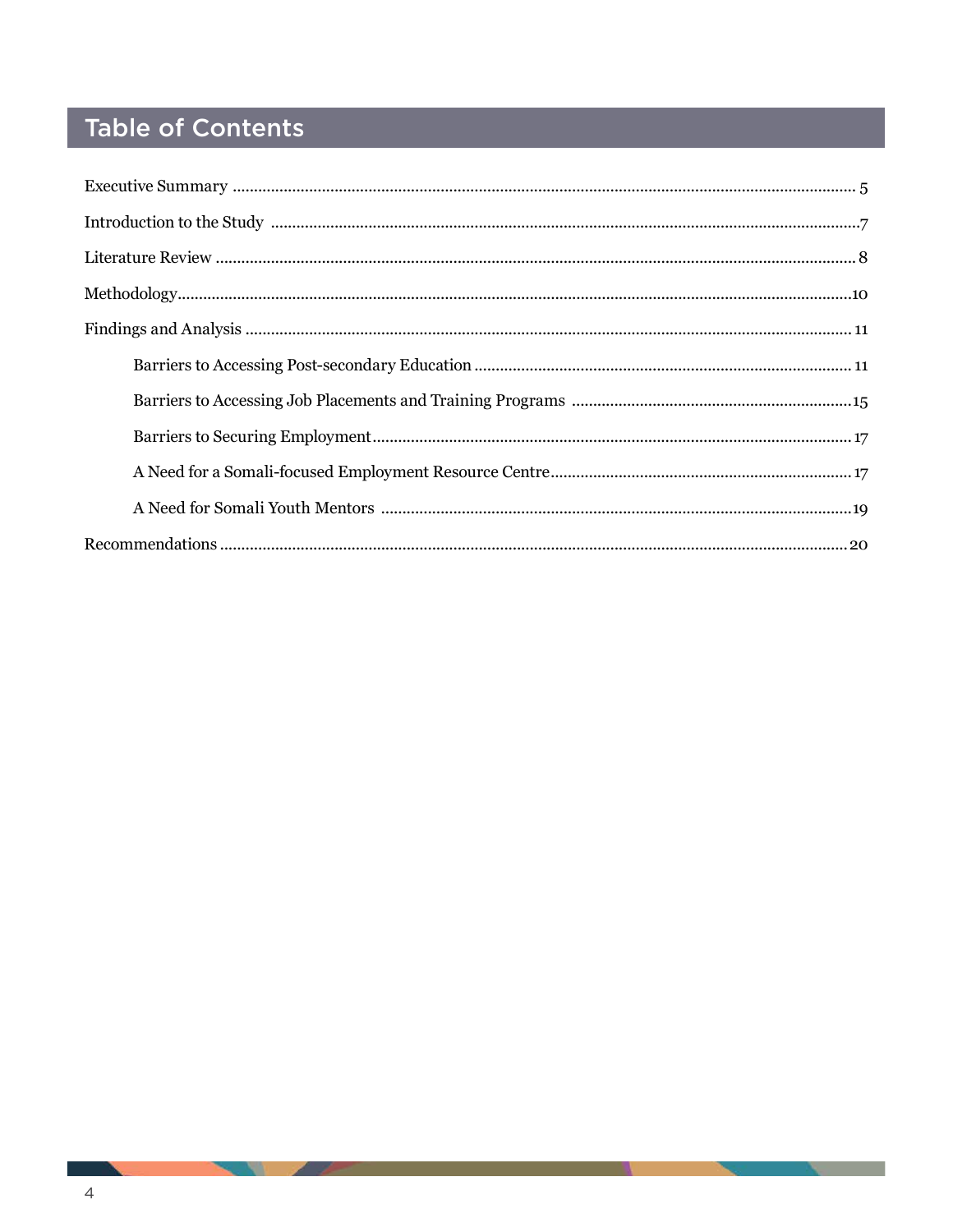# Table of Contents

Executive Summary ........ 5

Introduction to the Study ........ 7

Literature Review ........ 8

Methodology ........ 10

Findings and Analysis ........ 11

- Barriers to Accessing Post-secondary Education ........ 11
- Barriers to Accessing Job Placements and Training Programs ........ 15
- Barriers to Securing Employment ........ 17
- A Need for a Somali-focused Employment Resource Centre ........ 17
- A Need for Somali Youth Mentors ........ 19

Recommendations ........ 20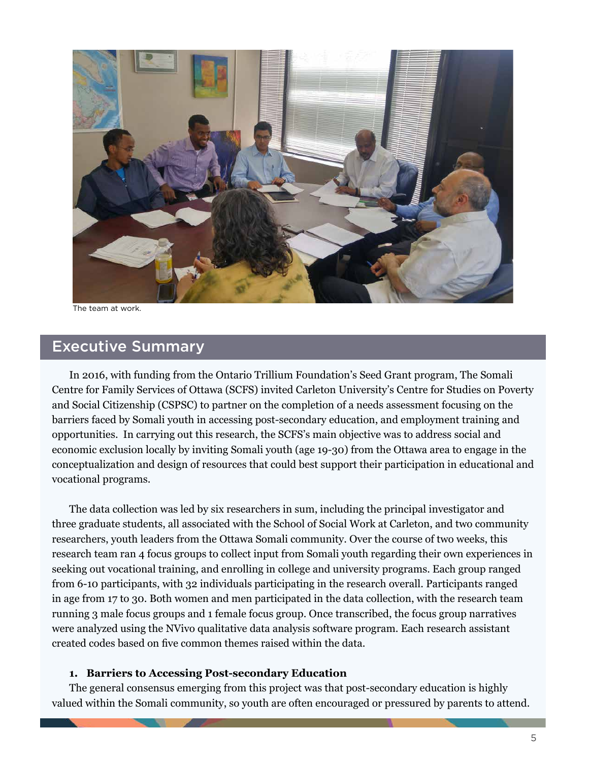The team at work.

## Executive Summary

In 2016, with funding from the Ontario Trillium Foundation's Seed Grant program, The Somali Centre for Family Services of Ottawa (SCFS) invited Carleton University's Centre for Studies on Poverty and Social Citizenship (CSPSC) to partner on the completion of a needs assessment focusing on the barriers faced by Somali youth in accessing post-secondary education, and employment training and opportunities. In carrying out this research, the SCFS's main objective was to address social and economic exclusion locally by inviting Somali youth (age 19-30) from the Ottawa area to engage in the conceptualization and design of resources that could best support their participation in educational and vocational programs.

The data collection was led by six researchers in sum, including the principal investigator and three graduate students, all associated with the School of Social Work at Carleton, and two community researchers, youth leaders from the Ottawa Somali community. Over the course of two weeks, this research team ran 4 focus groups to collect input from Somali youth regarding their own experiences in seeking out vocational training, and enrolling in college and university programs. Each group ranged from 6-10 participants, with 32 individuals participating in the research overall. Participants ranged in age from 17 to 30. Both women and men participated in the data collection, with the research team running 3 male focus groups and 1 female focus group. Once transcribed, the focus group narratives were analyzed using the NVivo qualitative data analysis software program. Each research assistant created codes based on five common themes raised within the data.

1. **Barriers to Accessing Post-secondary Education**

The general consensus emerging from this project was that post-secondary education is highly valued within the Somali community, so youth are often encouraged or pressured by parents to attend.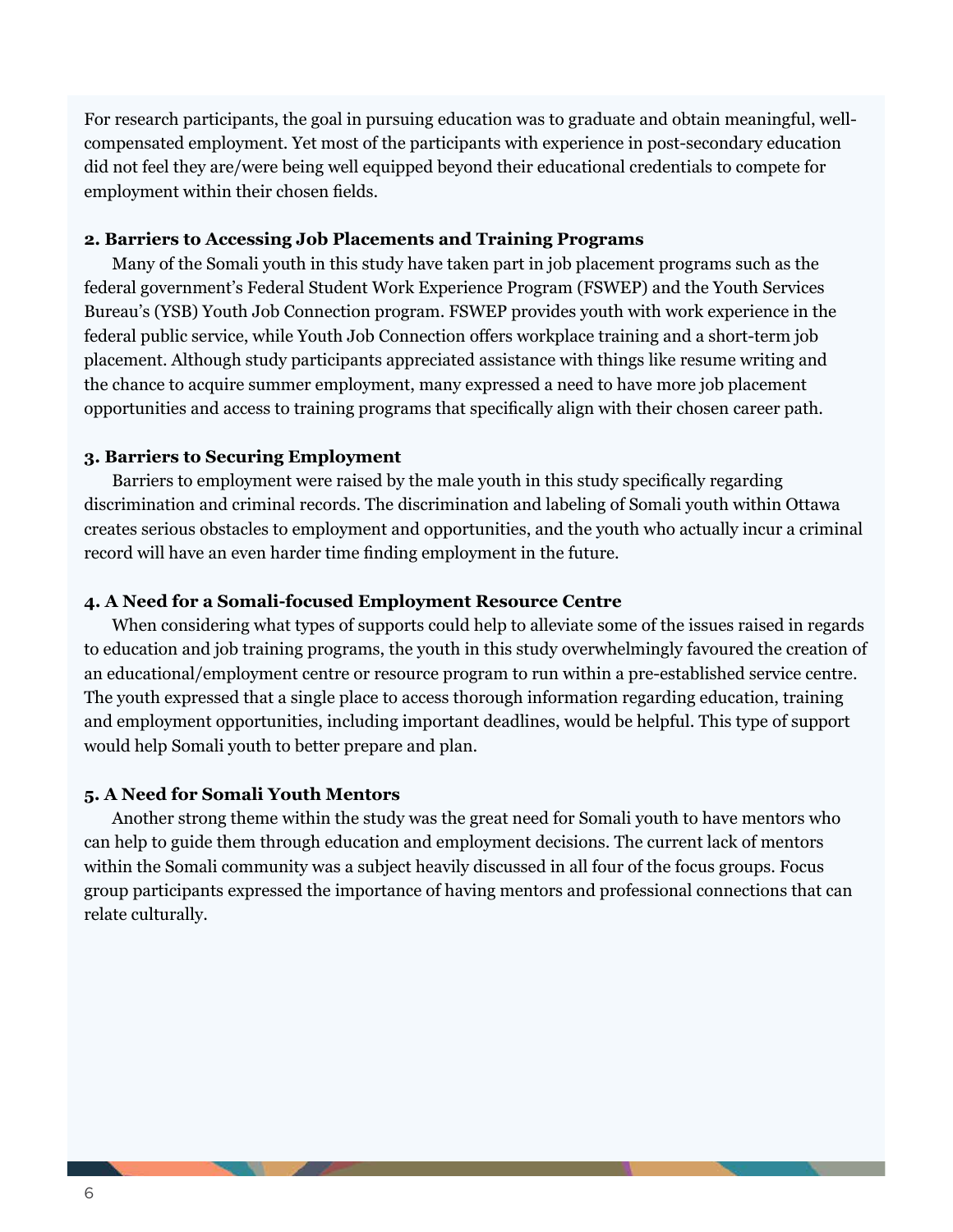For research participants, the goal in pursuing education was to graduate and obtain meaningful, well-compensated employment. Yet most of the participants with experience in post-secondary education did not feel they are/were being well equipped beyond their educational credentials to compete for employment within their chosen fields.

**2. Barriers to Accessing Job Placements and Training Programs**

Many of the Somali youth in this study have taken part in job placement programs such as the federal government's Federal Student Work Experience Program (FSWEP) and the Youth Services Bureau's (YSB) Youth Job Connection program. FSWEP provides youth with work experience in the federal public service, while Youth Job Connection offers workplace training and a short-term job placement. Although study participants appreciated assistance with things like resume writing and the chance to acquire summer employment, many expressed a need to have more job placement opportunities and access to training programs that specifically align with their chosen career path.

**3. Barriers to Securing Employment**

Barriers to employment were raised by the male youth in this study specifically regarding discrimination and criminal records. The discrimination and labeling of Somali youth within Ottawa creates serious obstacles to employment and opportunities, and the youth who actually incur a criminal record will have an even harder time finding employment in the future.

**4. A Need for a Somali-focused Employment Resource Centre**

When considering what types of supports could help to alleviate some of the issues raised in regards to education and job training programs, the youth in this study overwhelmingly favoured the creation of an educational/employment centre or resource program to run within a pre-established service centre. The youth expressed that a single place to access thorough information regarding education, training and employment opportunities, including important deadlines, would be helpful. This type of support would help Somali youth to better prepare and plan.

**5. A Need for Somali Youth Mentors**

Another strong theme within the study was the great need for Somali youth to have mentors who can help to guide them through education and employment decisions. The current lack of mentors within the Somali community was a subject heavily discussed in all four of the focus groups. Focus group participants expressed the importance of having mentors and professional connections that can relate culturally.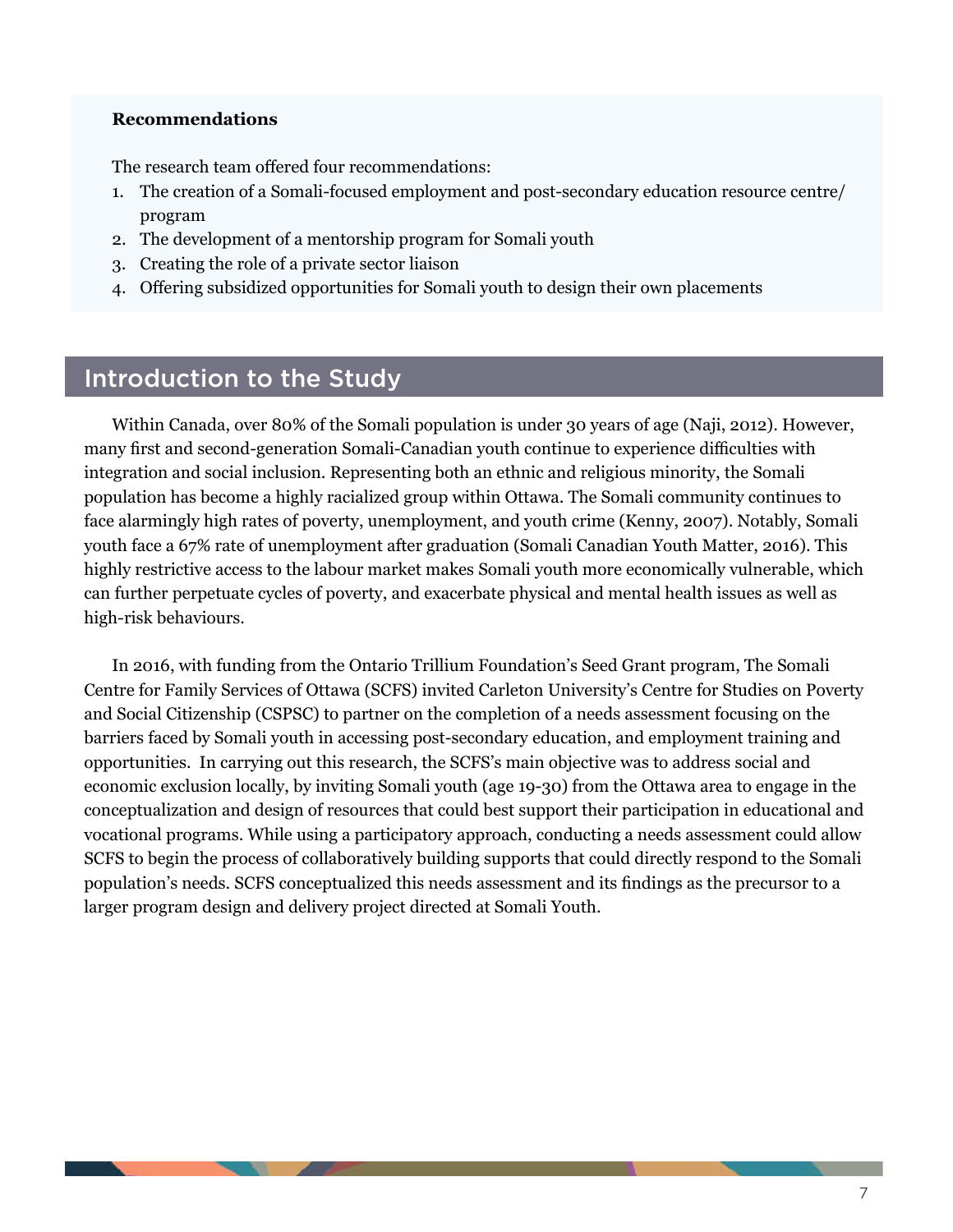**Recommendations**

The research team offered four recommendations:

1. The creation of a Somali-focused employment and post-secondary education resource centre/ program
2. The development of a mentorship program for Somali youth
3. Creating the role of a private sector liaison
4. Offering subsidized opportunities for Somali youth to design their own placements

## Introduction to the Study

Within Canada, over 80% of the Somali population is under 30 years of age (Naji, 2012). However, many first and second-generation Somali-Canadian youth continue to experience difficulties with integration and social inclusion. Representing both an ethnic and religious minority, the Somali population has become a highly racialized group within Ottawa. The Somali community continues to face alarmingly high rates of poverty, unemployment, and youth crime (Kenny, 2007). Notably, Somali youth face a 67% rate of unemployment after graduation (Somali Canadian Youth Matter, 2016). This highly restrictive access to the labour market makes Somali youth more economically vulnerable, which can further perpetuate cycles of poverty, and exacerbate physical and mental health issues as well as high-risk behaviours.

In 2016, with funding from the Ontario Trillium Foundation's Seed Grant program, The Somali Centre for Family Services of Ottawa (SCFS) invited Carleton University's Centre for Studies on Poverty and Social Citizenship (CSPSC) to partner on the completion of a needs assessment focusing on the barriers faced by Somali youth in accessing post-secondary education, and employment training and opportunities. In carrying out this research, the SCFS's main objective was to address social and economic exclusion locally, by inviting Somali youth (age 19-30) from the Ottawa area to engage in the conceptualization and design of resources that could best support their participation in educational and vocational programs. While using a participatory approach, conducting a needs assessment could allow SCFS to begin the process of collaboratively building supports that could directly respond to the Somali population's needs. SCFS conceptualized this needs assessment and its findings as the precursor to a larger program design and delivery project directed at Somali Youth.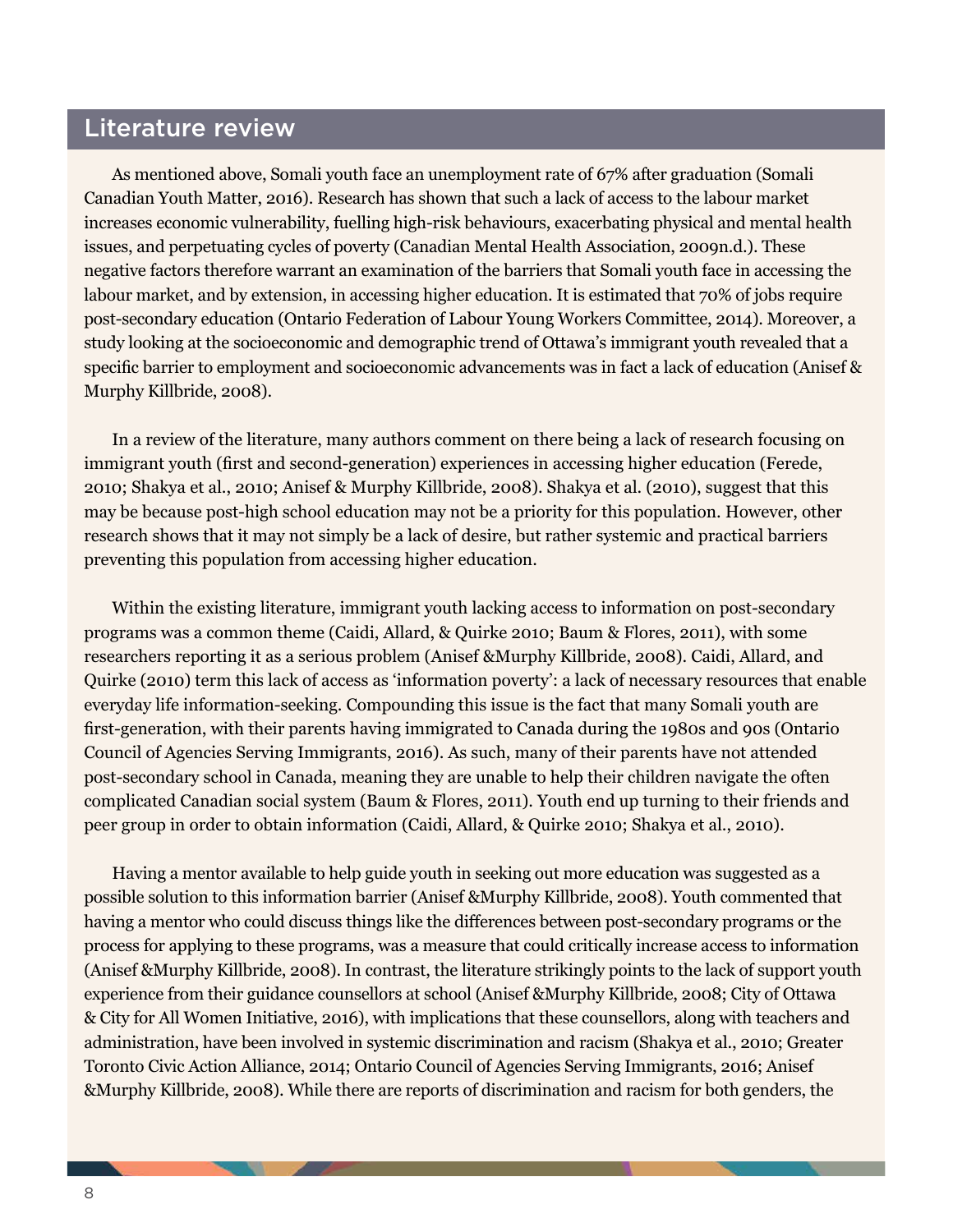## Literature review

As mentioned above, Somali youth face an unemployment rate of 67% after graduation (Somali Canadian Youth Matter, 2016). Research has shown that such a lack of access to the labour market increases economic vulnerability, fuelling high-risk behaviours, exacerbating physical and mental health issues, and perpetuating cycles of poverty (Canadian Mental Health Association, 2009n.d.). These negative factors therefore warrant an examination of the barriers that Somali youth face in accessing the labour market, and by extension, in accessing higher education. It is estimated that 70% of jobs require post-secondary education (Ontario Federation of Labour Young Workers Committee, 2014). Moreover, a study looking at the socioeconomic and demographic trend of Ottawa's immigrant youth revealed that a specific barrier to employment and socioeconomic advancements was in fact a lack of education (Anisef & Murphy Killbride, 2008).

In a review of the literature, many authors comment on there being a lack of research focusing on immigrant youth (first and second-generation) experiences in accessing higher education (Ferede, 2010; Shakya et al., 2010; Anisef & Murphy Killbride, 2008). Shakya et al. (2010), suggest that this may be because post-high school education may not be a priority for this population. However, other research shows that it may not simply be a lack of desire, but rather systemic and practical barriers preventing this population from accessing higher education.

Within the existing literature, immigrant youth lacking access to information on post-secondary programs was a common theme (Caidi, Allard, & Quirke 2010; Baum & Flores, 2011), with some researchers reporting it as a serious problem (Anisef &Murphy Killbride, 2008). Caidi, Allard, and Quirke (2010) term this lack of access as 'information poverty': a lack of necessary resources that enable everyday life information-seeking. Compounding this issue is the fact that many Somali youth are first-generation, with their parents having immigrated to Canada during the 1980s and 90s (Ontario Council of Agencies Serving Immigrants, 2016). As such, many of their parents have not attended post-secondary school in Canada, meaning they are unable to help their children navigate the often complicated Canadian social system (Baum & Flores, 2011). Youth end up turning to their friends and peer group in order to obtain information (Caidi, Allard, & Quirke 2010; Shakya et al., 2010).

Having a mentor available to help guide youth in seeking out more education was suggested as a possible solution to this information barrier (Anisef &Murphy Killbride, 2008). Youth commented that having a mentor who could discuss things like the differences between post-secondary programs or the process for applying to these programs, was a measure that could critically increase access to information (Anisef &Murphy Killbride, 2008). In contrast, the literature strikingly points to the lack of support youth experience from their guidance counsellors at school (Anisef &Murphy Killbride, 2008; City of Ottawa & City for All Women Initiative, 2016), with implications that these counsellors, along with teachers and administration, have been involved in systemic discrimination and racism (Shakya et al., 2010; Greater Toronto Civic Action Alliance, 2014; Ontario Council of Agencies Serving Immigrants, 2016; Anisef &Murphy Killbride, 2008). While there are reports of discrimination and racism for both genders, the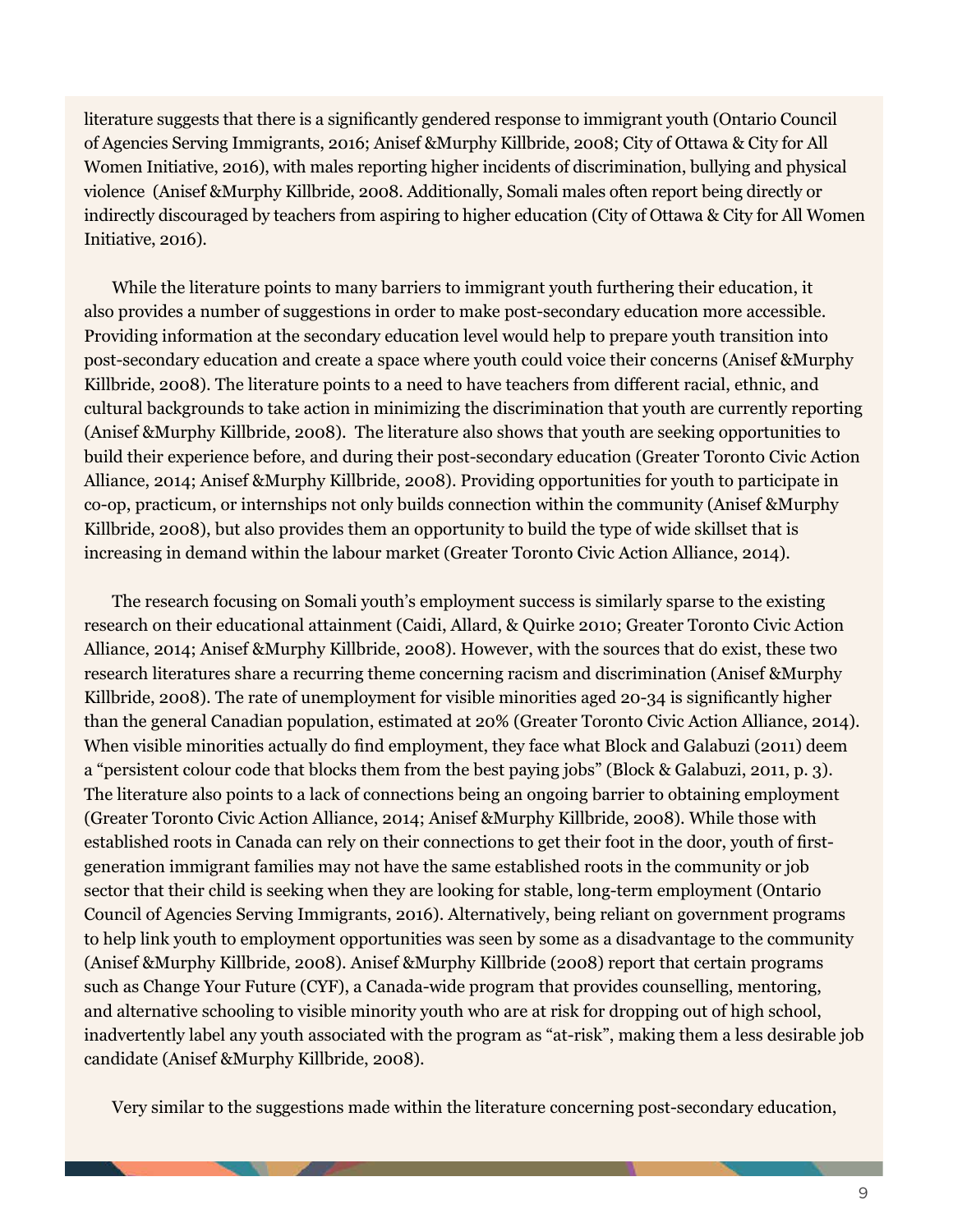literature suggests that there is a significantly gendered response to immigrant youth (Ontario Council of Agencies Serving Immigrants, 2016; Anisef &Murphy Killbride, 2008; City of Ottawa & City for All Women Initiative, 2016), with males reporting higher incidents of discrimination, bullying and physical violence (Anisef &Murphy Killbride, 2008. Additionally, Somali males often report being directly or indirectly discouraged by teachers from aspiring to higher education (City of Ottawa & City for All Women Initiative, 2016).

While the literature points to many barriers to immigrant youth furthering their education, it also provides a number of suggestions in order to make post-secondary education more accessible. Providing information at the secondary education level would help to prepare youth transition into post-secondary education and create a space where youth could voice their concerns (Anisef &Murphy Killbride, 2008). The literature points to a need to have teachers from different racial, ethnic, and cultural backgrounds to take action in minimizing the discrimination that youth are currently reporting (Anisef &Murphy Killbride, 2008). The literature also shows that youth are seeking opportunities to build their experience before, and during their post-secondary education (Greater Toronto Civic Action Alliance, 2014; Anisef &Murphy Killbride, 2008). Providing opportunities for youth to participate in co-op, practicum, or internships not only builds connection within the community (Anisef &Murphy Killbride, 2008), but also provides them an opportunity to build the type of wide skillset that is increasing in demand within the labour market (Greater Toronto Civic Action Alliance, 2014).

The research focusing on Somali youth's employment success is similarly sparse to the existing research on their educational attainment (Caidi, Allard, & Quirke 2010; Greater Toronto Civic Action Alliance, 2014; Anisef &Murphy Killbride, 2008). However, with the sources that do exist, these two research literatures share a recurring theme concerning racism and discrimination (Anisef &Murphy Killbride, 2008). The rate of unemployment for visible minorities aged 20-34 is significantly higher than the general Canadian population, estimated at 20% (Greater Toronto Civic Action Alliance, 2014). When visible minorities actually do find employment, they face what Block and Galabuzi (2011) deem a "persistent colour code that blocks them from the best paying jobs" (Block & Galabuzi, 2011, p. 3). The literature also points to a lack of connections being an ongoing barrier to obtaining employment (Greater Toronto Civic Action Alliance, 2014; Anisef &Murphy Killbride, 2008). While those with established roots in Canada can rely on their connections to get their foot in the door, youth of first-generation immigrant families may not have the same established roots in the community or job sector that their child is seeking when they are looking for stable, long-term employment (Ontario Council of Agencies Serving Immigrants, 2016). Alternatively, being reliant on government programs to help link youth to employment opportunities was seen by some as a disadvantage to the community (Anisef &Murphy Killbride, 2008). Anisef &Murphy Killbride (2008) report that certain programs such as Change Your Future (CYF), a Canada-wide program that provides counselling, mentoring, and alternative schooling to visible minority youth who are at risk for dropping out of high school, inadvertently label any youth associated with the program as "at-risk", making them a less desirable job candidate (Anisef &Murphy Killbride, 2008).

Very similar to the suggestions made within the literature concerning post-secondary education,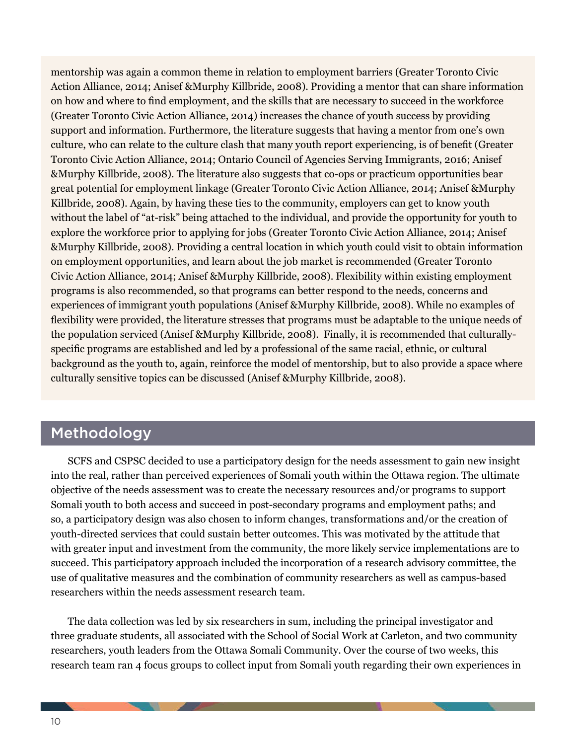mentorship was again a common theme in relation to employment barriers (Greater Toronto Civic Action Alliance, 2014; Anisef &Murphy Killbride, 2008). Providing a mentor that can share information on how and where to find employment, and the skills that are necessary to succeed in the workforce (Greater Toronto Civic Action Alliance, 2014) increases the chance of youth success by providing support and information. Furthermore, the literature suggests that having a mentor from one's own culture, who can relate to the culture clash that many youth report experiencing, is of benefit (Greater Toronto Civic Action Alliance, 2014; Ontario Council of Agencies Serving Immigrants, 2016; Anisef &Murphy Killbride, 2008). The literature also suggests that co-ops or practicum opportunities bear great potential for employment linkage (Greater Toronto Civic Action Alliance, 2014; Anisef &Murphy Killbride, 2008). Again, by having these ties to the community, employers can get to know youth without the label of "at-risk" being attached to the individual, and provide the opportunity for youth to explore the workforce prior to applying for jobs (Greater Toronto Civic Action Alliance, 2014; Anisef &Murphy Killbride, 2008). Providing a central location in which youth could visit to obtain information on employment opportunities, and learn about the job market is recommended (Greater Toronto Civic Action Alliance, 2014; Anisef &Murphy Killbride, 2008). Flexibility within existing employment programs is also recommended, so that programs can better respond to the needs, concerns and experiences of immigrant youth populations (Anisef &Murphy Killbride, 2008). While no examples of flexibility were provided, the literature stresses that programs must be adaptable to the unique needs of the population serviced (Anisef &Murphy Killbride, 2008). Finally, it is recommended that culturally-specific programs are established and led by a professional of the same racial, ethnic, or cultural background as the youth to, again, reinforce the model of mentorship, but to also provide a space where culturally sensitive topics can be discussed (Anisef &Murphy Killbride, 2008).

## Methodology

SCFS and CSPSC decided to use a participatory design for the needs assessment to gain new insight into the real, rather than perceived experiences of Somali youth within the Ottawa region. The ultimate objective of the needs assessment was to create the necessary resources and/or programs to support Somali youth to both access and succeed in post-secondary programs and employment paths; and so, a participatory design was also chosen to inform changes, transformations and/or the creation of youth-directed services that could sustain better outcomes. This was motivated by the attitude that with greater input and investment from the community, the more likely service implementations are to succeed. This participatory approach included the incorporation of a research advisory committee, the use of qualitative measures and the combination of community researchers as well as campus-based researchers within the needs assessment research team.

The data collection was led by six researchers in sum, including the principal investigator and three graduate students, all associated with the School of Social Work at Carleton, and two community researchers, youth leaders from the Ottawa Somali Community. Over the course of two weeks, this research team ran 4 focus groups to collect input from Somali youth regarding their own experiences in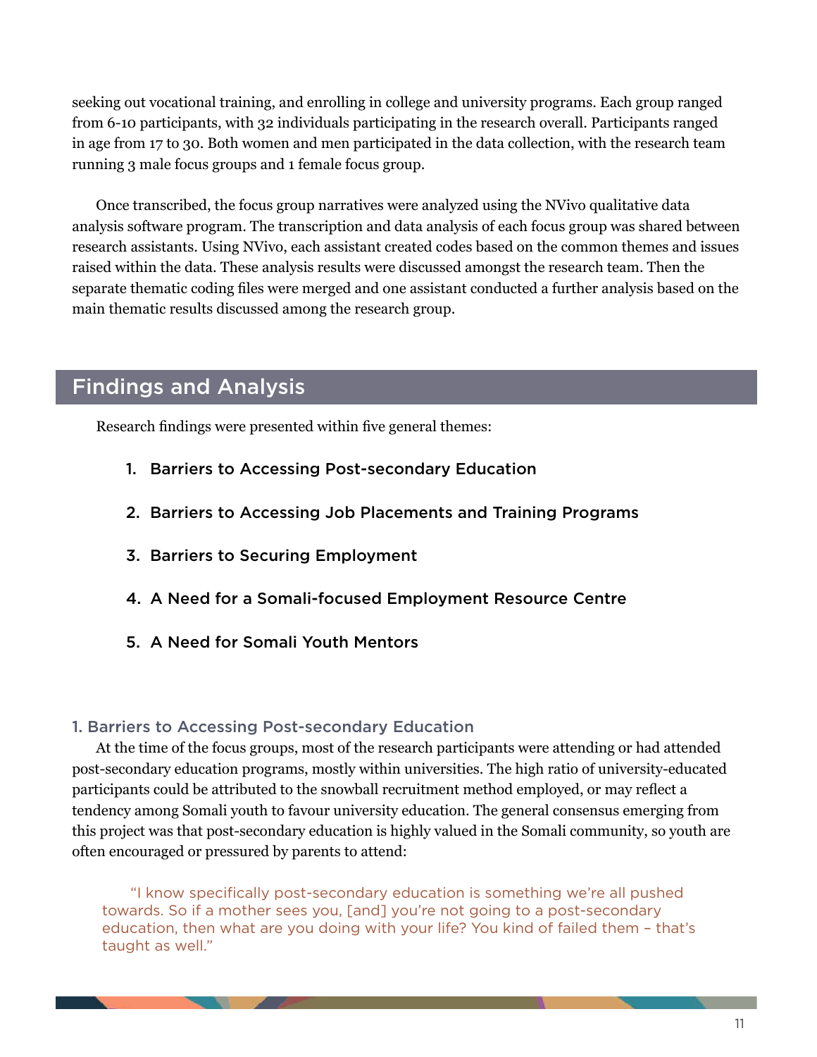seeking out vocational training, and enrolling in college and university programs. Each group ranged from 6-10 participants, with 32 individuals participating in the research overall. Participants ranged in age from 17 to 30. Both women and men participated in the data collection, with the research team running 3 male focus groups and 1 female focus group.

Once transcribed, the focus group narratives were analyzed using the NVivo qualitative data analysis software program. The transcription and data analysis of each focus group was shared between research assistants. Using NVivo, each assistant created codes based on the common themes and issues raised within the data. These analysis results were discussed amongst the research team. Then the separate thematic coding files were merged and one assistant conducted a further analysis based on the main thematic results discussed among the research group.

## Findings and Analysis

Research findings were presented within five general themes:

1. **Barriers to Accessing Post-secondary Education**
2. **Barriers to Accessing Job Placements and Training Programs**
3. **Barriers to Securing Employment**
4. **A Need for a Somali-focused Employment Resource Centre**
5. **A Need for Somali Youth Mentors**

### 1. Barriers to Accessing Post-secondary Education

At the time of the focus groups, most of the research participants were attending or had attended post-secondary education programs, mostly within universities. The high ratio of university-educated participants could be attributed to the snowball recruitment method employed, or may reflect a tendency among Somali youth to favour university education. The general consensus emerging from this project was that post-secondary education is highly valued in the Somali community, so youth are often encouraged or pressured by parents to attend:

> "I know specifically post-secondary education is something we're all pushed towards. So if a mother sees you, [and] you're not going to a post-secondary education, then what are you doing with your life? You kind of failed them – that's taught as well."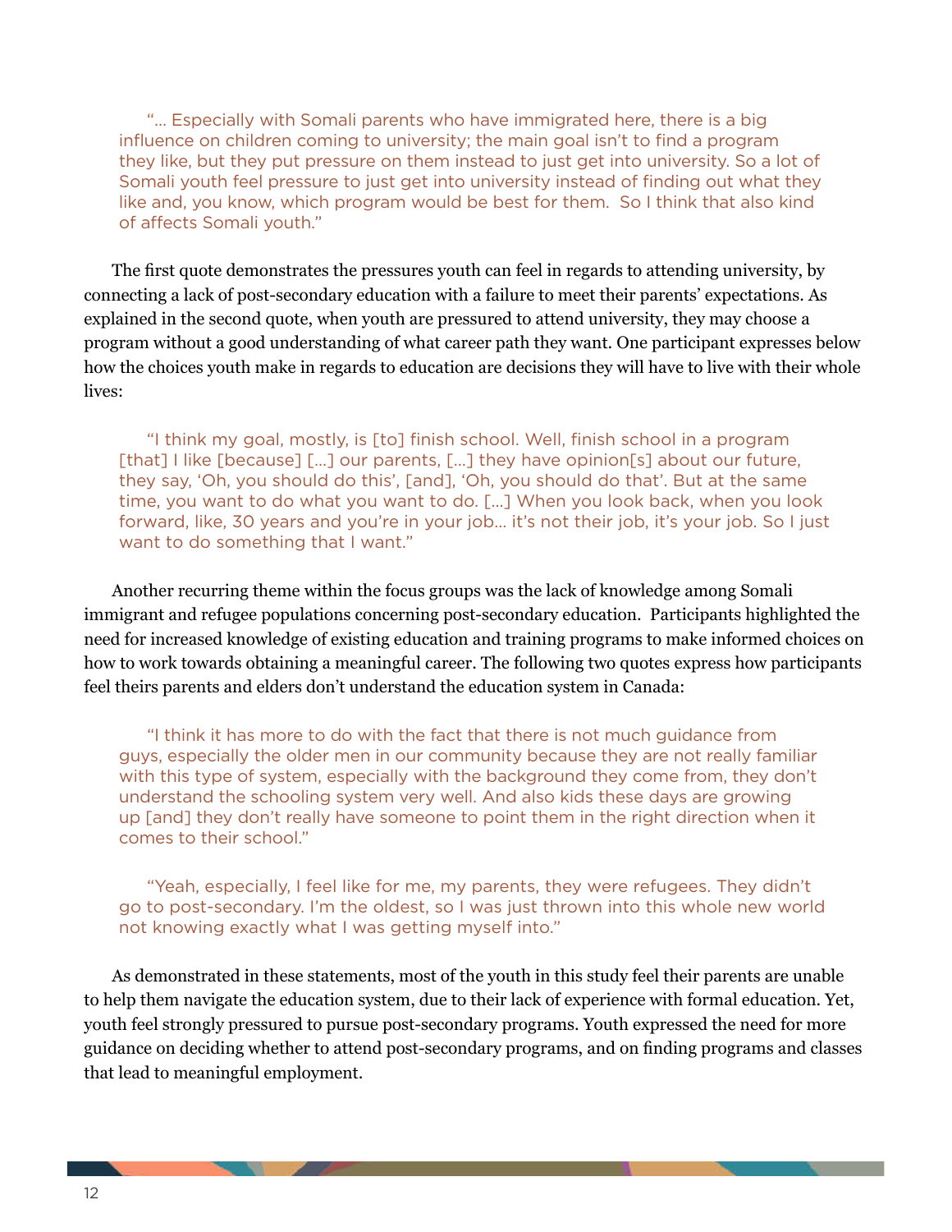> "… Especially with Somali parents who have immigrated here, there is a big influence on children coming to university; the main goal isn't to find a program they like, but they put pressure on them instead to just get into university. So a lot of Somali youth feel pressure to just get into university instead of finding out what they like and, you know, which program would be best for them. So I think that also kind of affects Somali youth."

The first quote demonstrates the pressures youth can feel in regards to attending university, by connecting a lack of post-secondary education with a failure to meet their parents' expectations. As explained in the second quote, when youth are pressured to attend university, they may choose a program without a good understanding of what career path they want. One participant expresses below how the choices youth make in regards to education are decisions they will have to live with their whole lives:

> "I think my goal, mostly, is [to] finish school. Well, finish school in a program [that] I like [because] […] our parents, […] they have opinion[s] about our future, they say, 'Oh, you should do this', [and], 'Oh, you should do that'. But at the same time, you want to do what you want to do. […] When you look back, when you look forward, like, 30 years and you're in your job… it's not their job, it's your job. So I just want to do something that I want."

Another recurring theme within the focus groups was the lack of knowledge among Somali immigrant and refugee populations concerning post-secondary education. Participants highlighted the need for increased knowledge of existing education and training programs to make informed choices on how to work towards obtaining a meaningful career. The following two quotes express how participants feel theirs parents and elders don't understand the education system in Canada:

> "I think it has more to do with the fact that there is not much guidance from guys, especially the older men in our community because they are not really familiar with this type of system, especially with the background they come from, they don't understand the schooling system very well. And also kids these days are growing up [and] they don't really have someone to point them in the right direction when it comes to their school."

> "Yeah, especially, I feel like for me, my parents, they were refugees. They didn't go to post-secondary. I'm the oldest, so I was just thrown into this whole new world not knowing exactly what I was getting myself into."

As demonstrated in these statements, most of the youth in this study feel their parents are unable to help them navigate the education system, due to their lack of experience with formal education. Yet, youth feel strongly pressured to pursue post-secondary programs. Youth expressed the need for more guidance on deciding whether to attend post-secondary programs, and on finding programs and classes that lead to meaningful employment.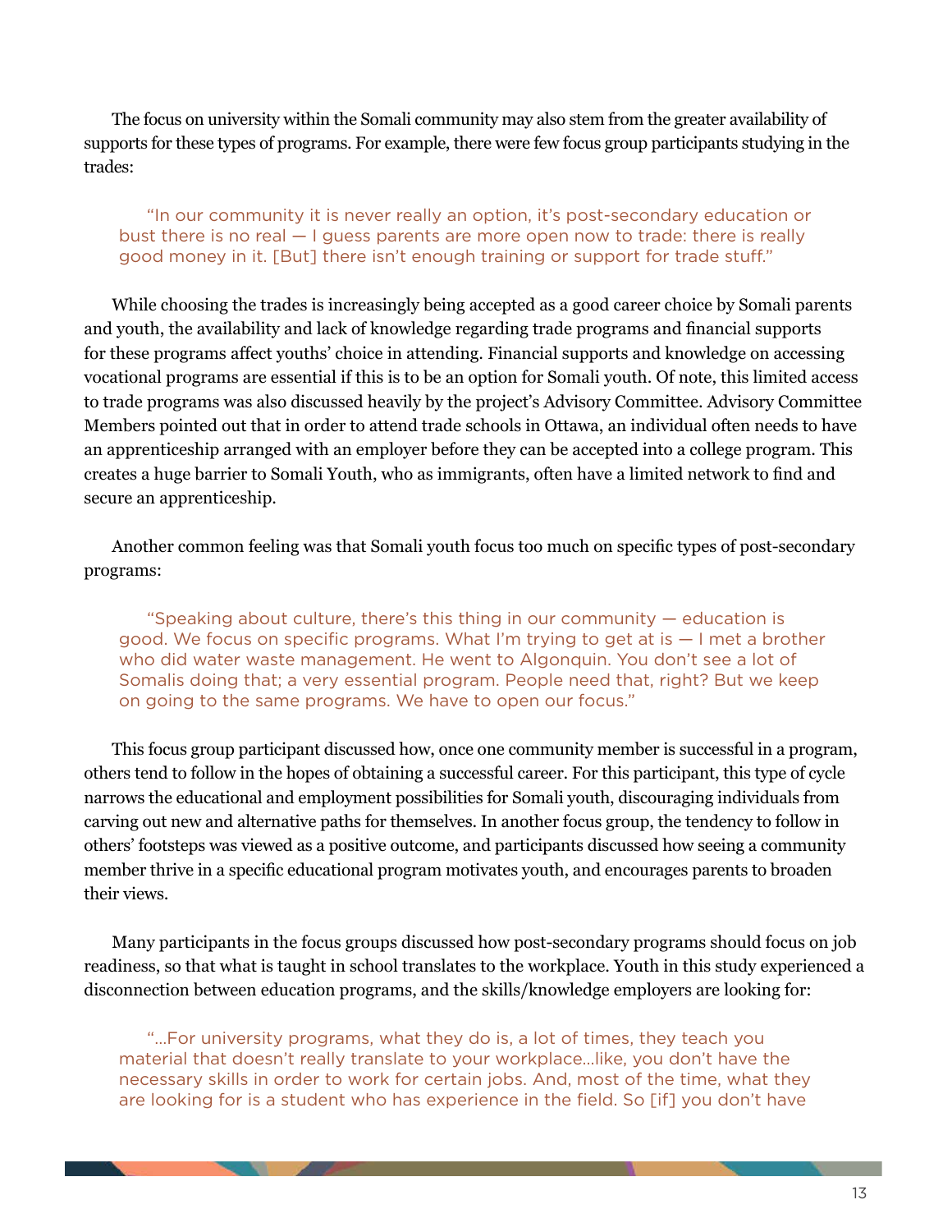The focus on university within the Somali community may also stem from the greater availability of supports for these types of programs. For example, there were few focus group participants studying in the trades:

> "In our community it is never really an option, it's post-secondary education or bust there is no real — I guess parents are more open now to trade: there is really good money in it. [But] there isn't enough training or support for trade stuff."

While choosing the trades is increasingly being accepted as a good career choice by Somali parents and youth, the availability and lack of knowledge regarding trade programs and financial supports for these programs affect youths' choice in attending. Financial supports and knowledge on accessing vocational programs are essential if this is to be an option for Somali youth. Of note, this limited access to trade programs was also discussed heavily by the project's Advisory Committee. Advisory Committee Members pointed out that in order to attend trade schools in Ottawa, an individual often needs to have an apprenticeship arranged with an employer before they can be accepted into a college program. This creates a huge barrier to Somali Youth, who as immigrants, often have a limited network to find and secure an apprenticeship.

Another common feeling was that Somali youth focus too much on specific types of post-secondary programs:

> "Speaking about culture, there's this thing in our community — education is good. We focus on specific programs. What I'm trying to get at is — I met a brother who did water waste management. He went to Algonquin. You don't see a lot of Somalis doing that; a very essential program. People need that, right? But we keep on going to the same programs. We have to open our focus."

This focus group participant discussed how, once one community member is successful in a program, others tend to follow in the hopes of obtaining a successful career. For this participant, this type of cycle narrows the educational and employment possibilities for Somali youth, discouraging individuals from carving out new and alternative paths for themselves. In another focus group, the tendency to follow in others' footsteps was viewed as a positive outcome, and participants discussed how seeing a community member thrive in a specific educational program motivates youth, and encourages parents to broaden their views.

Many participants in the focus groups discussed how post-secondary programs should focus on job readiness, so that what is taught in school translates to the workplace. Youth in this study experienced a disconnection between education programs, and the skills/knowledge employers are looking for:

> "…For university programs, what they do is, a lot of times, they teach you material that doesn't really translate to your workplace…like, you don't have the necessary skills in order to work for certain jobs. And, most of the time, what they are looking for is a student who has experience in the field. So [if] you don't have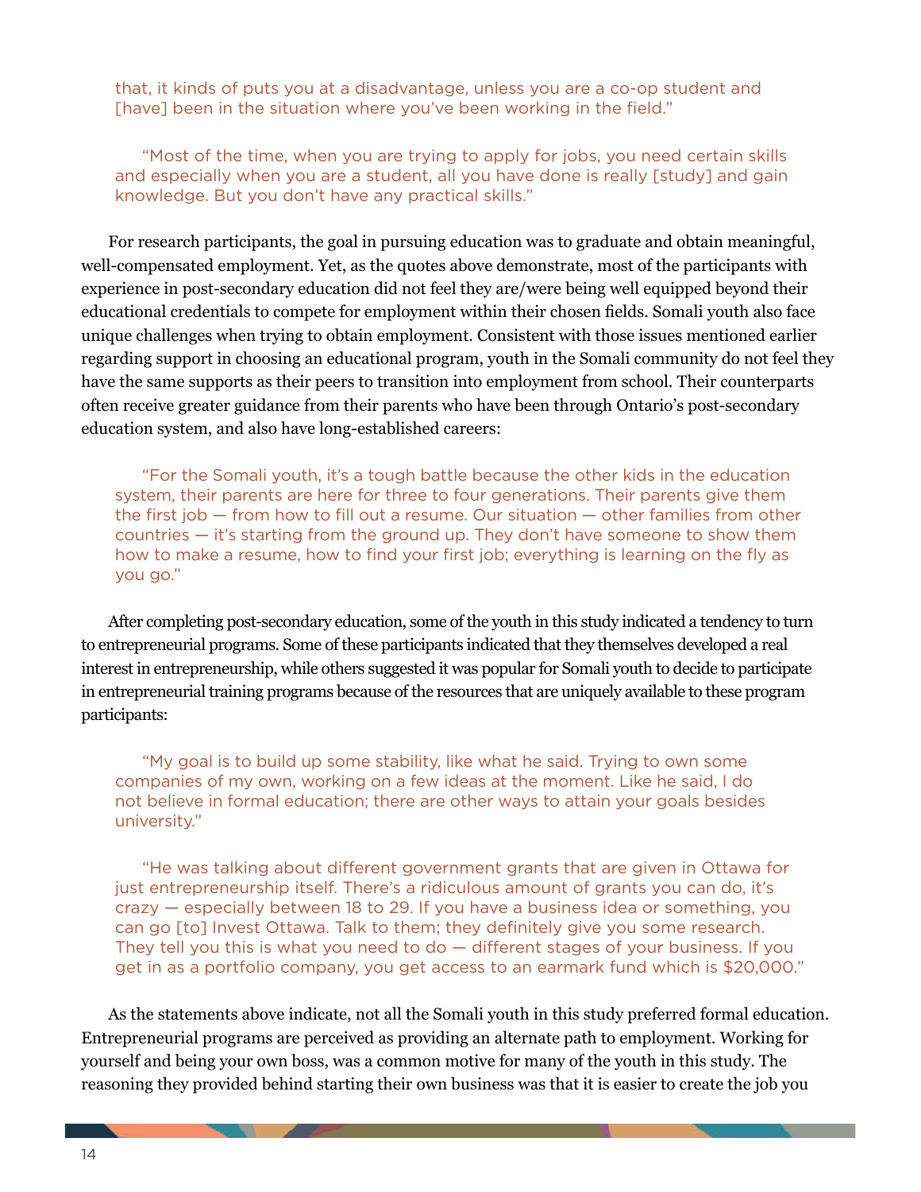that, it kinds of puts you at a disadvantage, unless you are a co-op student and [have] been in the situation where you've been working in the field."

"Most of the time, when you are trying to apply for jobs, you need certain skills and especially when you are a student, all you have done is really [study] and gain knowledge. But you don't have any practical skills."

For research participants, the goal in pursuing education was to graduate and obtain meaningful, well-compensated employment. Yet, as the quotes above demonstrate, most of the participants with experience in post-secondary education did not feel they are/were being well equipped beyond their educational credentials to compete for employment within their chosen fields. Somali youth also face unique challenges when trying to obtain employment. Consistent with those issues mentioned earlier regarding support in choosing an educational program, youth in the Somali community do not feel they have the same supports as their peers to transition into employment from school. Their counterparts often receive greater guidance from their parents who have been through Ontario's post-secondary education system, and also have long-established careers:

"For the Somali youth, it's a tough battle because the other kids in the education system, their parents are here for three to four generations. Their parents give them the first job — from how to fill out a resume. Our situation — other families from other countries — it's starting from the ground up. They don't have someone to show them how to make a resume, how to find your first job; everything is learning on the fly as you go."

After completing post-secondary education, some of the youth in this study indicated a tendency to turn to entrepreneurial programs. Some of these participants indicated that they themselves developed a real interest in entrepreneurship, while others suggested it was popular for Somali youth to decide to participate in entrepreneurial training programs because of the resources that are uniquely available to these program participants:

"My goal is to build up some stability, like what he said. Trying to own some companies of my own, working on a few ideas at the moment. Like he said, I do not believe in formal education; there are other ways to attain your goals besides university."

"He was talking about different government grants that are given in Ottawa for just entrepreneurship itself. There's a ridiculous amount of grants you can do, it's crazy — especially between 18 to 29. If you have a business idea or something, you can go [to] Invest Ottawa. Talk to them; they definitely give you some research. They tell you this is what you need to do — different stages of your business. If you get in as a portfolio company, you get access to an earmark fund which is $20,000."

As the statements above indicate, not all the Somali youth in this study preferred formal education. Entrepreneurial programs are perceived as providing an alternate path to employment. Working for yourself and being your own boss, was a common motive for many of the youth in this study. The reasoning they provided behind starting their own business was that it is easier to create the job you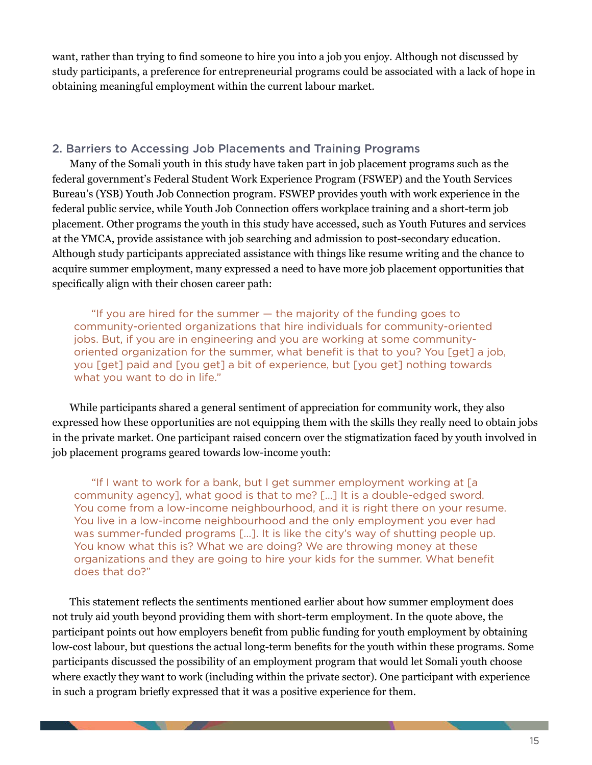want, rather than trying to find someone to hire you into a job you enjoy. Although not discussed by study participants, a preference for entrepreneurial programs could be associated with a lack of hope in obtaining meaningful employment within the current labour market.

## 2. Barriers to Accessing Job Placements and Training Programs

Many of the Somali youth in this study have taken part in job placement programs such as the federal government's Federal Student Work Experience Program (FSWEP) and the Youth Services Bureau's (YSB) Youth Job Connection program. FSWEP provides youth with work experience in the federal public service, while Youth Job Connection offers workplace training and a short-term job placement. Other programs the youth in this study have accessed, such as Youth Futures and services at the YMCA, provide assistance with job searching and admission to post-secondary education. Although study participants appreciated assistance with things like resume writing and the chance to acquire summer employment, many expressed a need to have more job placement opportunities that specifically align with their chosen career path:

> "If you are hired for the summer — the majority of the funding goes to community-oriented organizations that hire individuals for community-oriented jobs. But, if you are in engineering and you are working at some community-oriented organization for the summer, what benefit is that to you? You [get] a job, you [get] paid and [you get] a bit of experience, but [you get] nothing towards what you want to do in life."

While participants shared a general sentiment of appreciation for community work, they also expressed how these opportunities are not equipping them with the skills they really need to obtain jobs in the private market. One participant raised concern over the stigmatization faced by youth involved in job placement programs geared towards low-income youth:

> "If I want to work for a bank, but I get summer employment working at [a community agency], what good is that to me? [...] It is a double-edged sword. You come from a low-income neighbourhood, and it is right there on your resume. You live in a low-income neighbourhood and the only employment you ever had was summer-funded programs [...]. It is like the city's way of shutting people up. You know what this is? What we are doing? We are throwing money at these organizations and they are going to hire your kids for the summer. What benefit does that do?"

This statement reflects the sentiments mentioned earlier about how summer employment does not truly aid youth beyond providing them with short-term employment. In the quote above, the participant points out how employers benefit from public funding for youth employment by obtaining low-cost labour, but questions the actual long-term benefits for the youth within these programs. Some participants discussed the possibility of an employment program that would let Somali youth choose where exactly they want to work (including within the private sector). One participant with experience in such a program briefly expressed that it was a positive experience for them.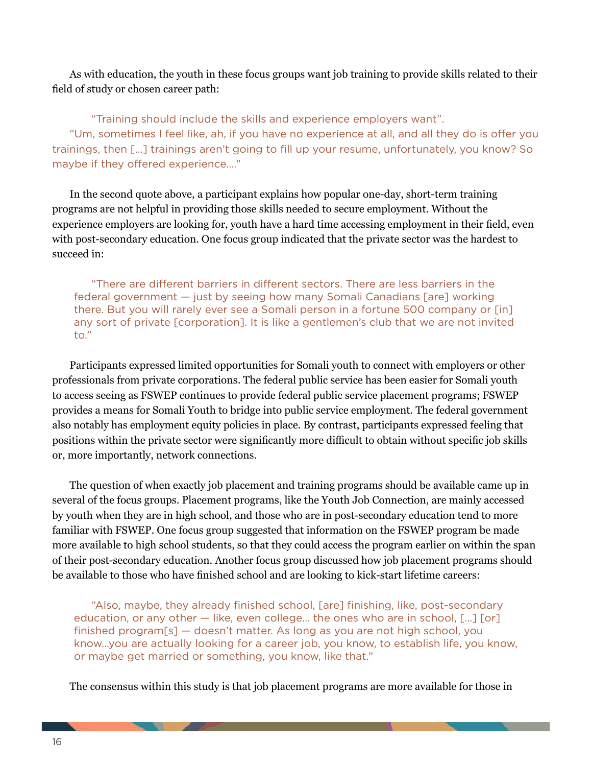As with education, the youth in these focus groups want job training to provide skills related to their field of study or chosen career path:

> "Training should include the skills and experience employers want".
> "Um, sometimes I feel like, ah, if you have no experience at all, and all they do is offer you trainings, then [...] trainings aren't going to fill up your resume, unfortunately, you know? So maybe if they offered experience...."

In the second quote above, a participant explains how popular one-day, short-term training programs are not helpful in providing those skills needed to secure employment. Without the experience employers are looking for, youth have a hard time accessing employment in their field, even with post-secondary education. One focus group indicated that the private sector was the hardest to succeed in:

> "There are different barriers in different sectors. There are less barriers in the federal government — just by seeing how many Somali Canadians [are] working there. But you will rarely ever see a Somali person in a fortune 500 company or [in] any sort of private [corporation]. It is like a gentlemen's club that we are not invited to."

Participants expressed limited opportunities for Somali youth to connect with employers or other professionals from private corporations. The federal public service has been easier for Somali youth to access seeing as FSWEP continues to provide federal public service placement programs; FSWEP provides a means for Somali Youth to bridge into public service employment. The federal government also notably has employment equity policies in place. By contrast, participants expressed feeling that positions within the private sector were significantly more difficult to obtain without specific job skills or, more importantly, network connections.

The question of when exactly job placement and training programs should be available came up in several of the focus groups. Placement programs, like the Youth Job Connection, are mainly accessed by youth when they are in high school, and those who are in post-secondary education tend to more familiar with FSWEP. One focus group suggested that information on the FSWEP program be made more available to high school students, so that they could access the program earlier on within the span of their post-secondary education. Another focus group discussed how job placement programs should be available to those who have finished school and are looking to kick-start lifetime careers:

> "Also, maybe, they already finished school, [are] finishing, like, post-secondary education, or any other — like, even college... the ones who are in school, [...] [or] finished program[s] — doesn't matter. As long as you are not high school, you know...you are actually looking for a career job, you know, to establish life, you know, or maybe get married or something, you know, like that."

The consensus within this study is that job placement programs are more available for those in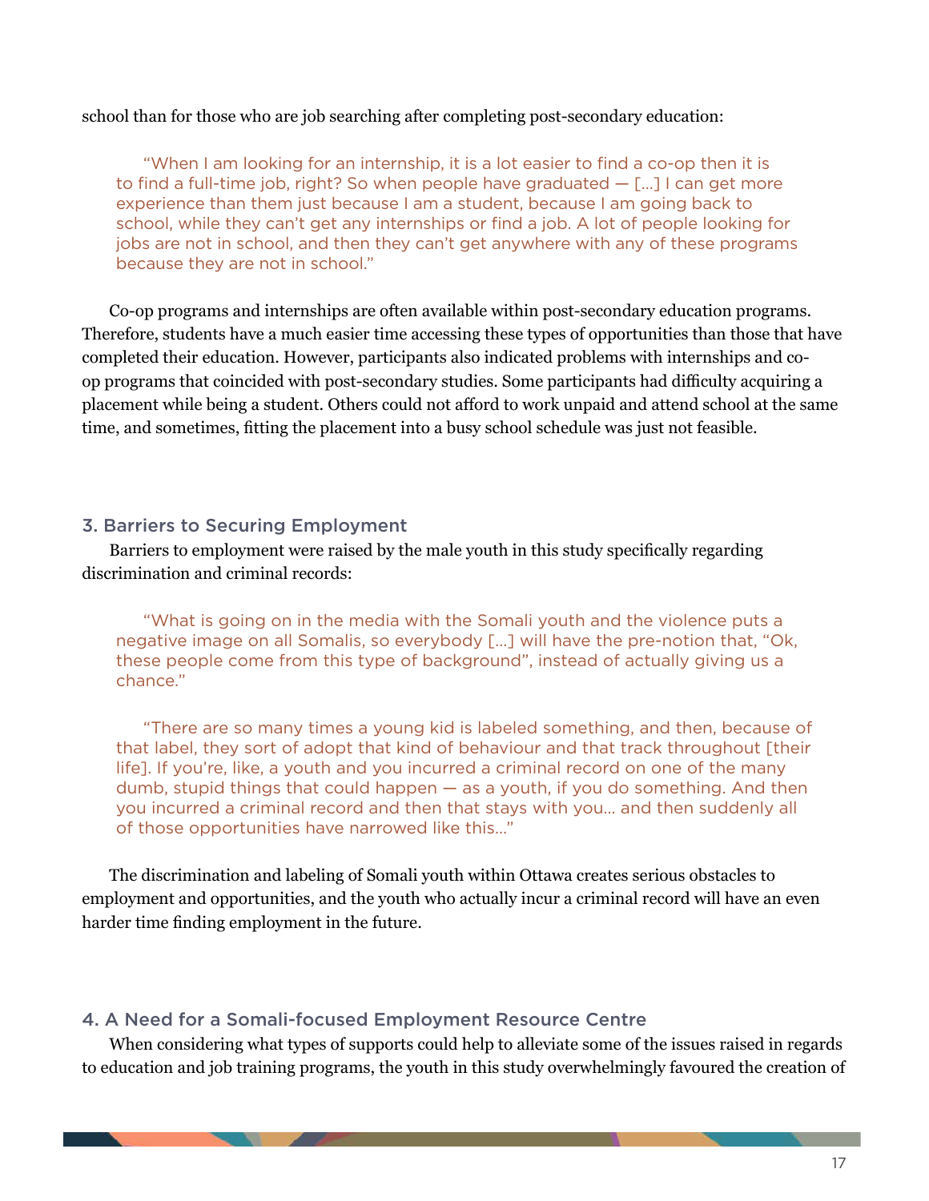school than for those who are job searching after completing post-secondary education:

> "When I am looking for an internship, it is a lot easier to find a co-op then it is to find a full-time job, right? So when people have graduated — [...] I can get more experience than them just because I am a student, because I am going back to school, while they can't get any internships or find a job. A lot of people looking for jobs are not in school, and then they can't get anywhere with any of these programs because they are not in school."

Co-op programs and internships are often available within post-secondary education programs. Therefore, students have a much easier time accessing these types of opportunities than those that have completed their education. However, participants also indicated problems with internships and co-op programs that coincided with post-secondary studies. Some participants had difficulty acquiring a placement while being a student. Others could not afford to work unpaid and attend school at the same time, and sometimes, fitting the placement into a busy school schedule was just not feasible.

### 3. Barriers to Securing Employment

Barriers to employment were raised by the male youth in this study specifically regarding discrimination and criminal records:

> "What is going on in the media with the Somali youth and the violence puts a negative image on all Somalis, so everybody [...] will have the pre-notion that, "Ok, these people come from this type of background", instead of actually giving us a chance."

> "There are so many times a young kid is labeled something, and then, because of that label, they sort of adopt that kind of behaviour and that track throughout [their life]. If you're, like, a youth and you incurred a criminal record on one of the many dumb, stupid things that could happen — as a youth, if you do something. And then you incurred a criminal record and then that stays with you... and then suddenly all of those opportunities have narrowed like this..."

The discrimination and labeling of Somali youth within Ottawa creates serious obstacles to employment and opportunities, and the youth who actually incur a criminal record will have an even harder time finding employment in the future.

### 4. A Need for a Somali-focused Employment Resource Centre

When considering what types of supports could help to alleviate some of the issues raised in regards to education and job training programs, the youth in this study overwhelmingly favoured the creation of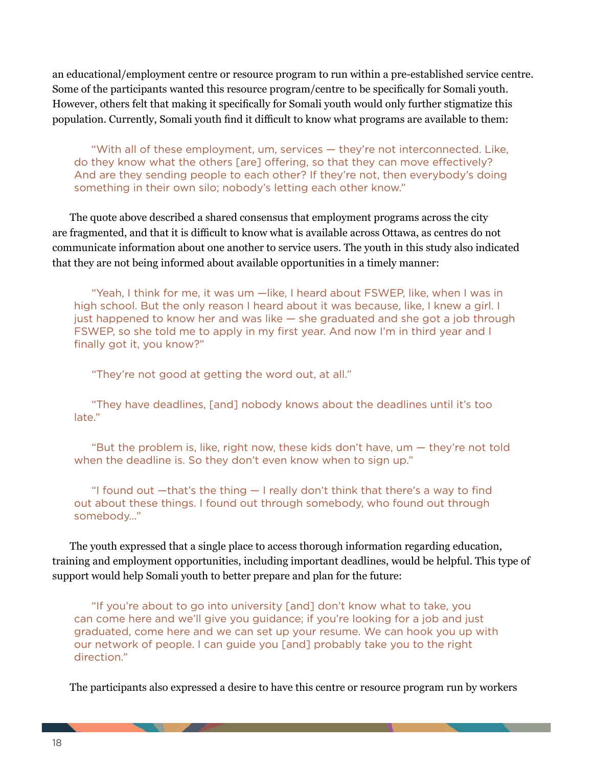an educational/employment centre or resource program to run within a pre-established service centre. Some of the participants wanted this resource program/centre to be specifically for Somali youth. However, others felt that making it specifically for Somali youth would only further stigmatize this population. Currently, Somali youth find it difficult to know what programs are available to them:

> "With all of these employment, um, services — they're not interconnected. Like, do they know what the others [are] offering, so that they can move effectively? And are they sending people to each other? If they're not, then everybody's doing something in their own silo; nobody's letting each other know."

The quote above described a shared consensus that employment programs across the city are fragmented, and that it is difficult to know what is available across Ottawa, as centres do not communicate information about one another to service users. The youth in this study also indicated that they are not being informed about available opportunities in a timely manner:

> "Yeah, I think for me, it was um —like, I heard about FSWEP, like, when I was in high school. But the only reason I heard about it was because, like, I knew a girl. I just happened to know her and was like — she graduated and she got a job through FSWEP, so she told me to apply in my first year. And now I'm in third year and I finally got it, you know?"

> "They're not good at getting the word out, at all."

> "They have deadlines, [and] nobody knows about the deadlines until it's too late."

> "But the problem is, like, right now, these kids don't have, um — they're not told when the deadline is. So they don't even know when to sign up."

> "I found out —that's the thing — I really don't think that there's a way to find out about these things. I found out through somebody, who found out through somebody..."

The youth expressed that a single place to access thorough information regarding education, training and employment opportunities, including important deadlines, would be helpful. This type of support would help Somali youth to better prepare and plan for the future:

> "If you're about to go into university [and] don't know what to take, you can come here and we'll give you guidance; if you're looking for a job and just graduated, come here and we can set up your resume. We can hook you up with our network of people. I can guide you [and] probably take you to the right direction."

The participants also expressed a desire to have this centre or resource program run by workers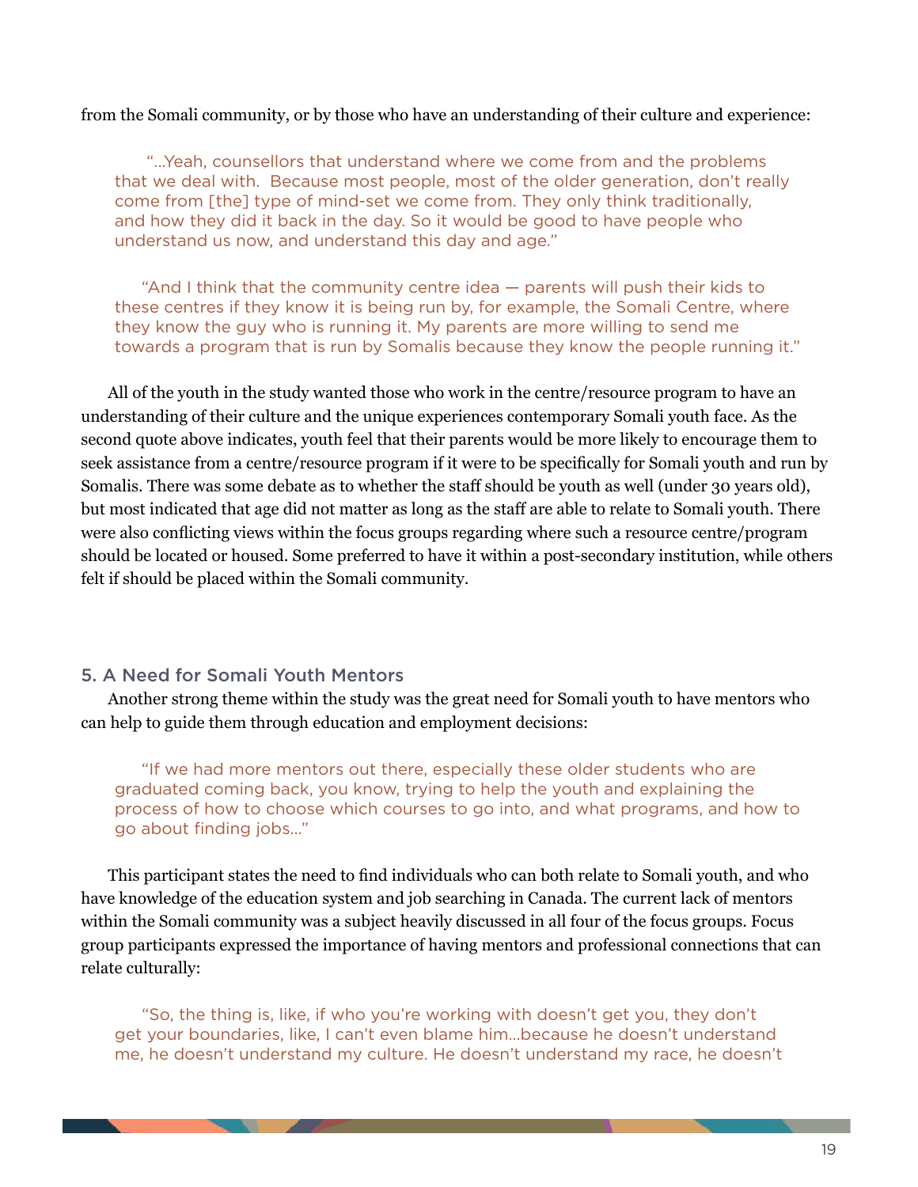from the Somali community, or by those who have an understanding of their culture and experience:

> "…Yeah, counsellors that understand where we come from and the problems that we deal with. Because most people, most of the older generation, don't really come from [the] type of mind-set we come from. They only think traditionally, and how they did it back in the day. So it would be good to have people who understand us now, and understand this day and age."

> "And I think that the community centre idea — parents will push their kids to these centres if they know it is being run by, for example, the Somali Centre, where they know the guy who is running it. My parents are more willing to send me towards a program that is run by Somalis because they know the people running it."

All of the youth in the study wanted those who work in the centre/resource program to have an understanding of their culture and the unique experiences contemporary Somali youth face. As the second quote above indicates, youth feel that their parents would be more likely to encourage them to seek assistance from a centre/resource program if it were to be specifically for Somali youth and run by Somalis. There was some debate as to whether the staff should be youth as well (under 30 years old), but most indicated that age did not matter as long as the staff are able to relate to Somali youth. There were also conflicting views within the focus groups regarding where such a resource centre/program should be located or housed. Some preferred to have it within a post-secondary institution, while others felt if should be placed within the Somali community.

### 5. A Need for Somali Youth Mentors

Another strong theme within the study was the great need for Somali youth to have mentors who can help to guide them through education and employment decisions:

> "If we had more mentors out there, especially these older students who are graduated coming back, you know, trying to help the youth and explaining the process of how to choose which courses to go into, and what programs, and how to go about finding jobs…"

This participant states the need to find individuals who can both relate to Somali youth, and who have knowledge of the education system and job searching in Canada. The current lack of mentors within the Somali community was a subject heavily discussed in all four of the focus groups. Focus group participants expressed the importance of having mentors and professional connections that can relate culturally:

> "So, the thing is, like, if who you're working with doesn't get you, they don't get your boundaries, like, I can't even blame him…because he doesn't understand me, he doesn't understand my culture. He doesn't understand my race, he doesn't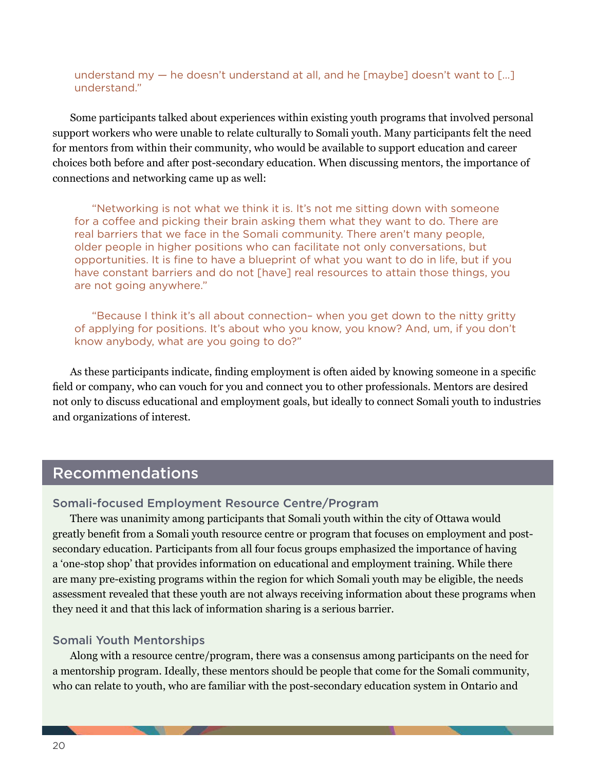> understand my — he doesn't understand at all, and he [maybe] doesn't want to [...] understand."

Some participants talked about experiences within existing youth programs that involved personal support workers who were unable to relate culturally to Somali youth. Many participants felt the need for mentors from within their community, who would be available to support education and career choices both before and after post-secondary education. When discussing mentors, the importance of connections and networking came up as well:

> "Networking is not what we think it is. It's not me sitting down with someone for a coffee and picking their brain asking them what they want to do. There are real barriers that we face in the Somali community. There aren't many people, older people in higher positions who can facilitate not only conversations, but opportunities. It is fine to have a blueprint of what you want to do in life, but if you have constant barriers and do not [have] real resources to attain those things, you are not going anywhere."

> "Because I think it's all about connection– when you get down to the nitty gritty of applying for positions. It's about who you know, you know? And, um, if you don't know anybody, what are you going to do?"

As these participants indicate, finding employment is often aided by knowing someone in a specific field or company, who can vouch for you and connect you to other professionals. Mentors are desired not only to discuss educational and employment goals, but ideally to connect Somali youth to industries and organizations of interest.

## Recommendations

### Somali-focused Employment Resource Centre/Program

There was unanimity among participants that Somali youth within the city of Ottawa would greatly benefit from a Somali youth resource centre or program that focuses on employment and post-secondary education. Participants from all four focus groups emphasized the importance of having a 'one-stop shop' that provides information on educational and employment training. While there are many pre-existing programs within the region for which Somali youth may be eligible, the needs assessment revealed that these youth are not always receiving information about these programs when they need it and that this lack of information sharing is a serious barrier.

### Somali Youth Mentorships

Along with a resource centre/program, there was a consensus among participants on the need for a mentorship program. Ideally, these mentors should be people that come for the Somali community, who can relate to youth, who are familiar with the post-secondary education system in Ontario and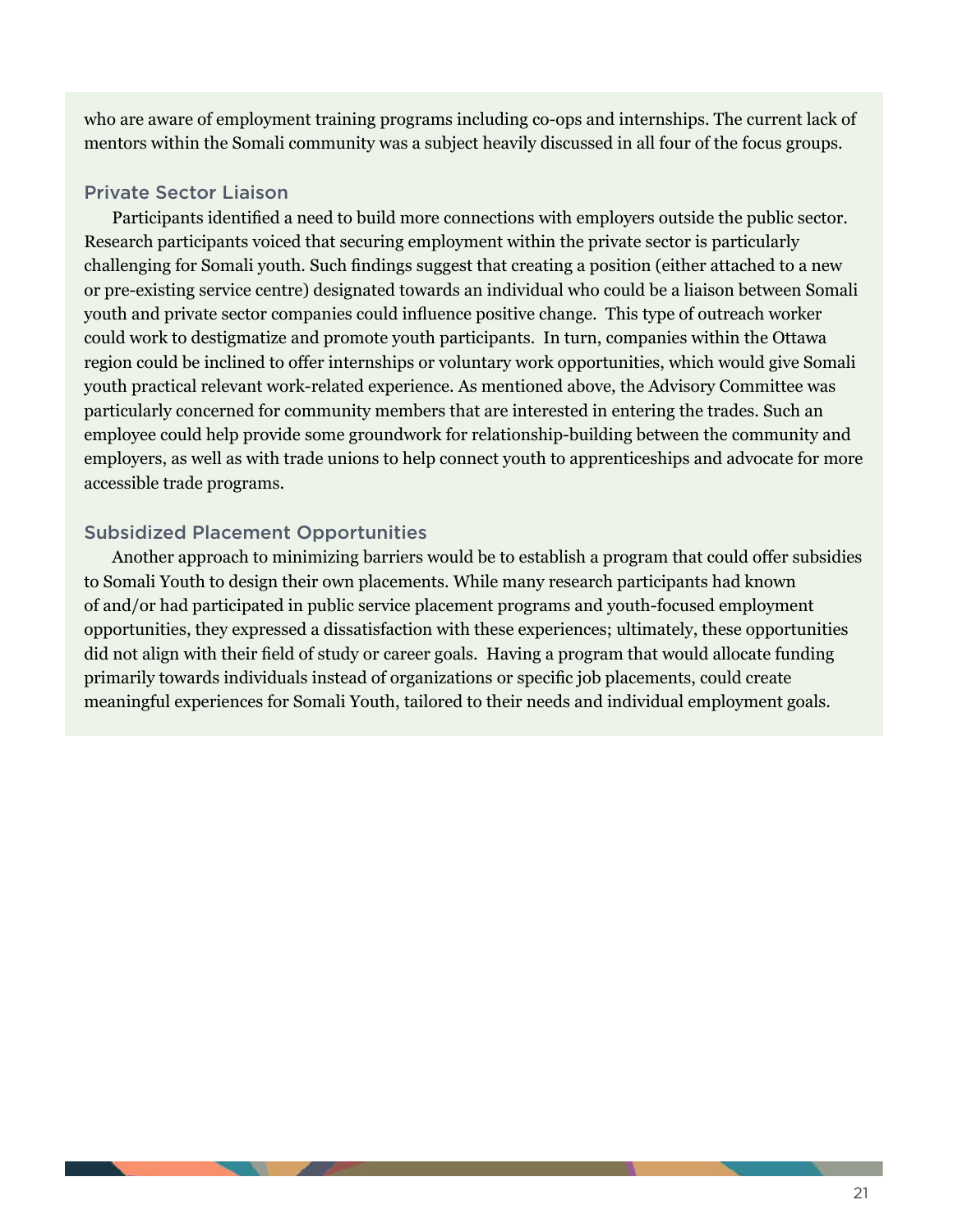who are aware of employment training programs including co-ops and internships. The current lack of mentors within the Somali community was a subject heavily discussed in all four of the focus groups.

### Private Sector Liaison

Participants identified a need to build more connections with employers outside the public sector. Research participants voiced that securing employment within the private sector is particularly challenging for Somali youth. Such findings suggest that creating a position (either attached to a new or pre-existing service centre) designated towards an individual who could be a liaison between Somali youth and private sector companies could influence positive change. This type of outreach worker could work to destigmatize and promote youth participants. In turn, companies within the Ottawa region could be inclined to offer internships or voluntary work opportunities, which would give Somali youth practical relevant work-related experience. As mentioned above, the Advisory Committee was particularly concerned for community members that are interested in entering the trades. Such an employee could help provide some groundwork for relationship-building between the community and employers, as well as with trade unions to help connect youth to apprenticeships and advocate for more accessible trade programs.

### Subsidized Placement Opportunities

Another approach to minimizing barriers would be to establish a program that could offer subsidies to Somali Youth to design their own placements. While many research participants had known of and/or had participated in public service placement programs and youth-focused employment opportunities, they expressed a dissatisfaction with these experiences; ultimately, these opportunities did not align with their field of study or career goals. Having a program that would allocate funding primarily towards individuals instead of organizations or specific job placements, could create meaningful experiences for Somali Youth, tailored to their needs and individual employment goals.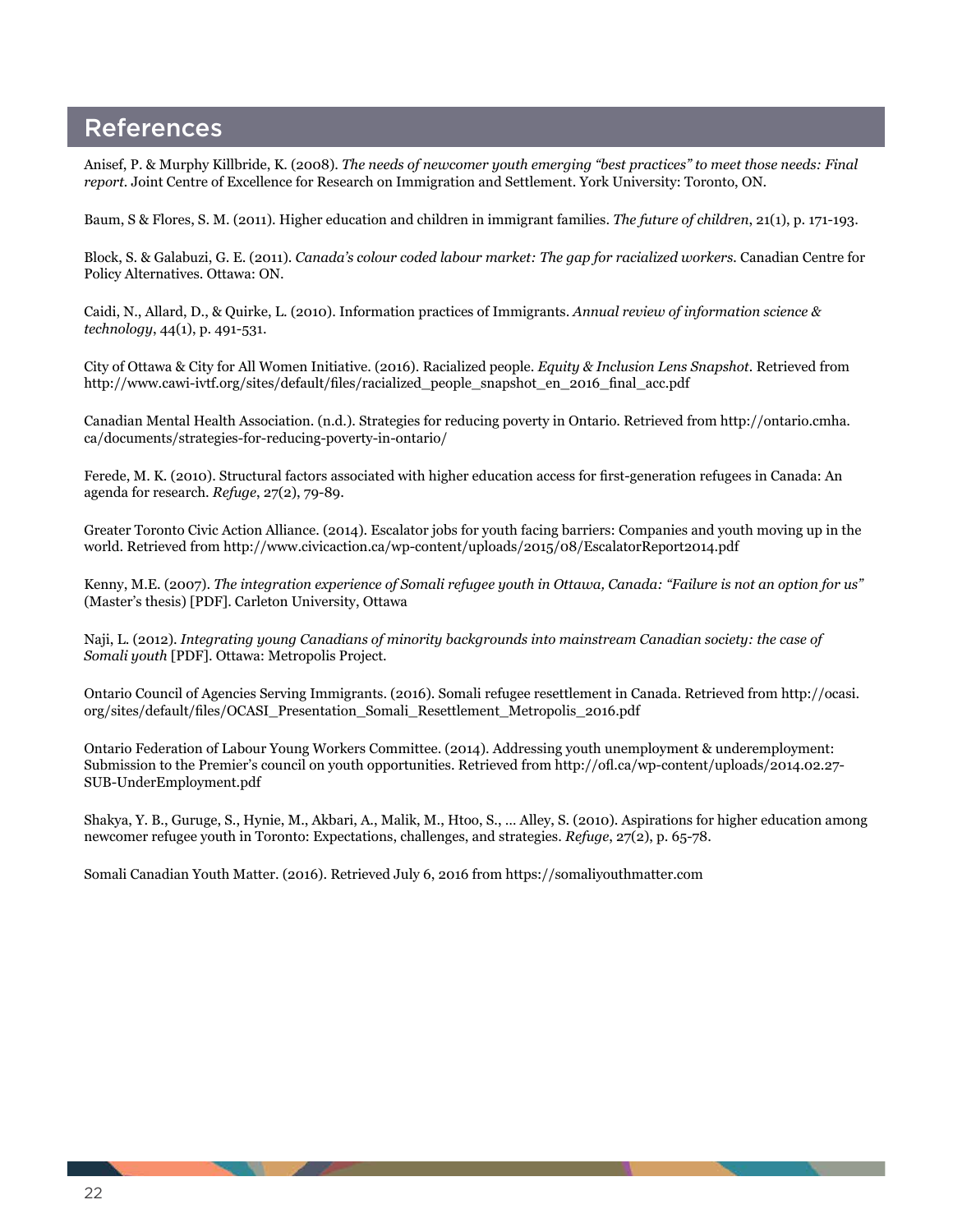## References

Anisef, P. & Murphy Killbride, K. (2008). *The needs of newcomer youth emerging "best practices" to meet those needs: Final report*. Joint Centre of Excellence for Research on Immigration and Settlement. York University: Toronto, ON.

Baum, S & Flores, S. M. (2011). Higher education and children in immigrant families. *The future of children*, 21(1), p. 171-193.

Block, S. & Galabuzi, G. E. (2011). *Canada's colour coded labour market: The gap for racialized workers*. Canadian Centre for Policy Alternatives. Ottawa: ON.

Caidi, N., Allard, D., & Quirke, L. (2010). Information practices of Immigrants. *Annual review of information science & technology*, 44(1), p. 491-531.

City of Ottawa & City for All Women Initiative. (2016). Racialized people. *Equity & Inclusion Lens Snapshot*. Retrieved from http://www.cawi-ivtf.org/sites/default/files/racialized_people_snapshot_en_2016_final_acc.pdf

Canadian Mental Health Association. (n.d.). Strategies for reducing poverty in Ontario. Retrieved from http://ontario.cmha.ca/documents/strategies-for-reducing-poverty-in-ontario/

Ferede, M. K. (2010). Structural factors associated with higher education access for first-generation refugees in Canada: An agenda for research. *Refuge*, 27(2), 79-89.

Greater Toronto Civic Action Alliance. (2014). Escalator jobs for youth facing barriers: Companies and youth moving up in the world. Retrieved from http://www.civicaction.ca/wp-content/uploads/2015/08/EscalatorReport2014.pdf

Kenny, M.E. (2007). *The integration experience of Somali refugee youth in Ottawa, Canada: "Failure is not an option for us"* (Master's thesis) [PDF]. Carleton University, Ottawa

Naji, L. (2012). *Integrating young Canadians of minority backgrounds into mainstream Canadian society: the case of Somali youth* [PDF]. Ottawa: Metropolis Project.

Ontario Council of Agencies Serving Immigrants. (2016). Somali refugee resettlement in Canada. Retrieved from http://ocasi.org/sites/default/files/OCASI_Presentation_Somali_Resettlement_Metropolis_2016.pdf

Ontario Federation of Labour Young Workers Committee. (2014). Addressing youth unemployment & underemployment: Submission to the Premier's council on youth opportunities. Retrieved from http://ofl.ca/wp-content/uploads/2014.02.27-SUB-UnderEmployment.pdf

Shakya, Y. B., Guruge, S., Hynie, M., Akbari, A., Malik, M., Htoo, S., ... Alley, S. (2010). Aspirations for higher education among newcomer refugee youth in Toronto: Expectations, challenges, and strategies. *Refuge*, 27(2), p. 65-78.

Somali Canadian Youth Matter. (2016). Retrieved July 6, 2016 from https://somaliyouthmatter.com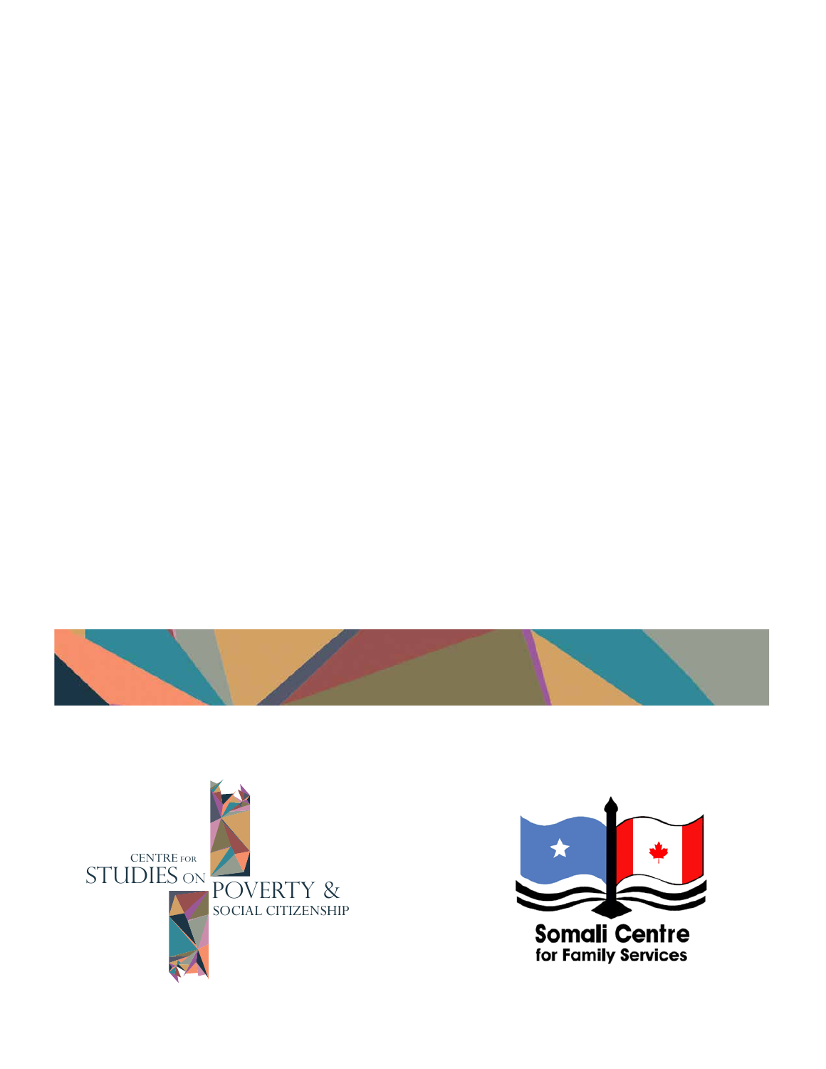CENTRE FOR STUDIES ON POVERTY & SOCIAL CITIZENSHIP

Somali Centre for Family Services